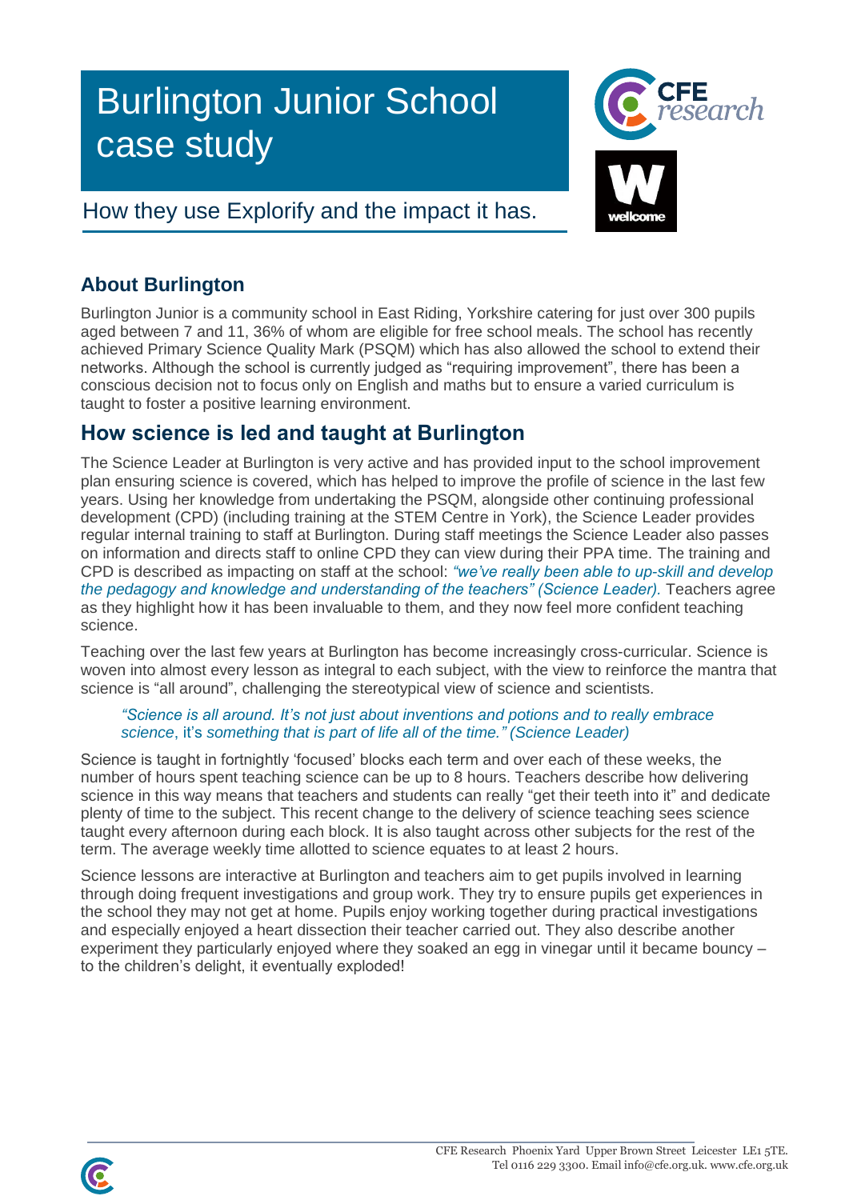# Burlington Junior School case study

How they use Explorify and the impact it has.

## About Burlington

Burlington Junior is a community school in East Riding, Yorkshire catering for just over 300 pupils aged between 7 and 11, 36% of whom are eligible for free school meals. The school has recently achieved Primary Science Quality Mark (PSQM) which has also allowed the school to extend their networks. Although the school is currently judged as "requiring improvement", there has been a conscious decision not to focus only on English and maths but to ensure a varied curriculum is taught to foster a positive learning environment.

## How science is led and taught at Burlington

The Science Leader at Burlington is very active and has provided input to the school improvement plan ensuring science is covered, which has helped to improve the profile of science in the last few years. Using her knowledge from undertaking the PSQM, alongside other continuing professional development (CPD) (including training at the STEM Centre in York), the Science Leader provides regular internal training to staff at Burlington. During staff meetings the Science Leader also passes on information and directs staff to online CPD they can view during their PPA time. The training and CPD is described as impacting on staff at the school: *"we've really been able to up-skill and develop the pedagogy and knowledge and understanding of the teachers" (Science Leader).* Teachers agree as they highlight how it has been invaluable to them, and they now feel more confident teaching science.

Teaching over the last few years at Burlington has become increasingly cross-curricular. Science is woven into almost every lesson as integral to each subject, with the view to reinforce the mantra that science is "all around", challenging the stereotypical view of science and scientists.

> *"Science is all around. It's not just about inventions and potions and to really embrace science*, it's *something that is part of life all of the time." (Science Leader)*

Science is taught in fortnightly 'focused' blocks each term and over each of these weeks, the number of hours spent teaching science can be up to 8 hours. Teachers describe how delivering science in this way means that teachers and students can really "get their teeth into it" and dedicate plenty of time to the subject. This recent change to the delivery of science teaching sees science taught every afternoon during each block. It is also taught across other subjects for the rest of the term. The average weekly time allotted to science equates to at least 2 hours.

Science lessons are interactive at Burlington and teachers aim to get pupils involved in learning through doing frequent investigations and group work. They try to ensure pupils get experiences in the school they may not get at home. Pupils enjoy working together during practical investigations and especially enjoyed a heart dissection their teacher carried out. They also describe another experiment they particularly enjoyed where they soaked an egg in vinegar until it became bouncy – to the children's delight, it eventually exploded!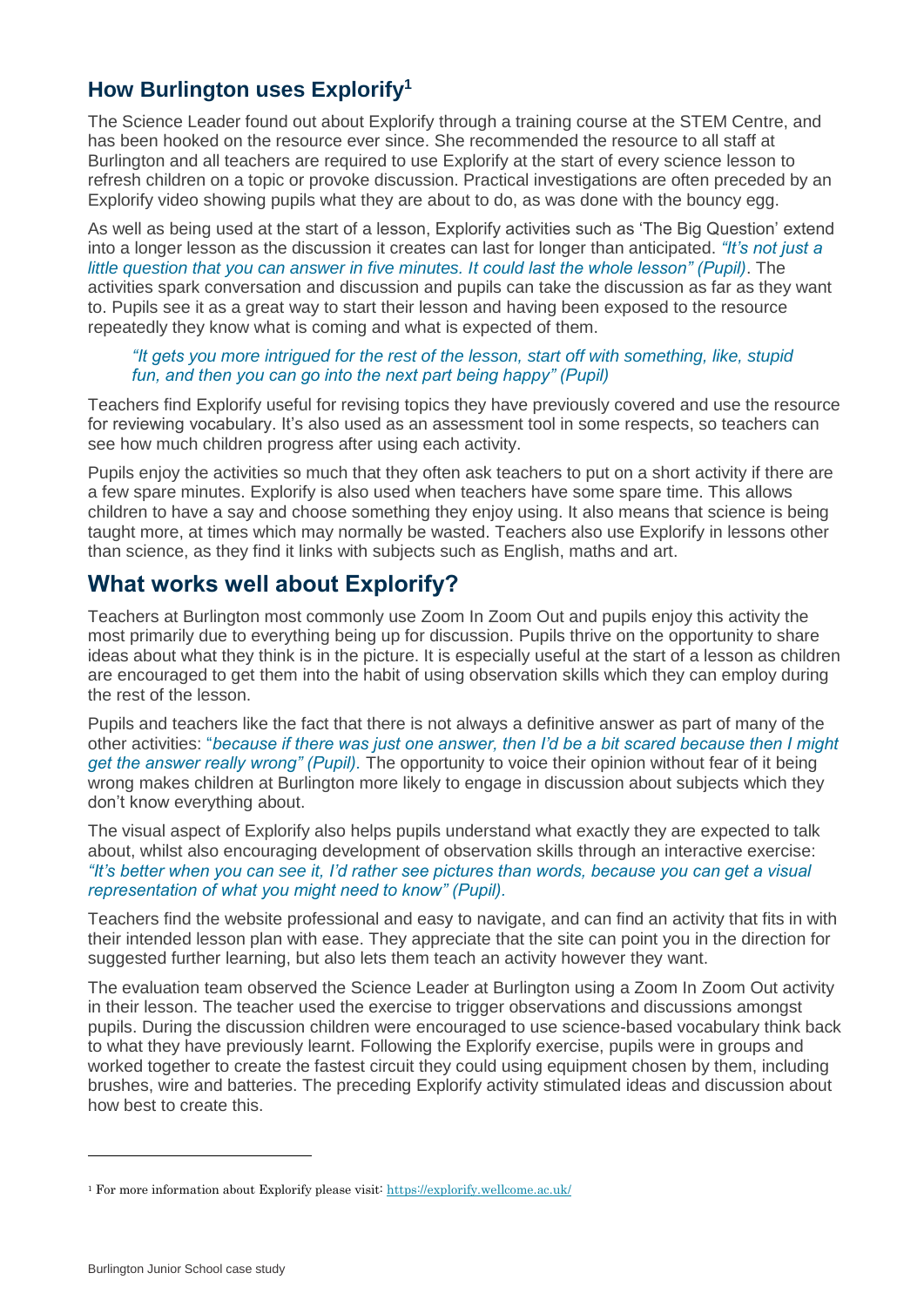## How Burlington uses Explorify[1]

The Science Leader found out about Explorify through a training course at the STEM Centre, and has been hooked on the resource ever since. She recommended the resource to all staff at Burlington and all teachers are required to use Explorify at the start of every science lesson to refresh children on a topic or provoke discussion. Practical investigations are often preceded by an Explorify video showing pupils what they are about to do, as was done with the bouncy egg.

As well as being used at the start of a lesson, Explorify activities such as 'The Big Question' extend into a longer lesson as the discussion it creates can last for longer than anticipated. *"It's not just a little question that you can answer in five minutes. It could last the whole lesson" (Pupil)*. The activities spark conversation and discussion and pupils can take the discussion as far as they want to. Pupils see it as a great way to start their lesson and having been exposed to the resource repeatedly they know what is coming and what is expected of them.

> *"It gets you more intrigued for the rest of the lesson, start off with something, like, stupid fun, and then you can go into the next part being happy" (Pupil)*

Teachers find Explorify useful for revising topics they have previously covered and use the resource for reviewing vocabulary. It's also used as an assessment tool in some respects, so teachers can see how much children progress after using each activity.

Pupils enjoy the activities so much that they often ask teachers to put on a short activity if there are a few spare minutes. Explorify is also used when teachers have some spare time. This allows children to have a say and choose something they enjoy using. It also means that science is being taught more, at times which may normally be wasted. Teachers also use Explorify in lessons other than science, as they find it links with subjects such as English, maths and art.

## What works well about Explorify?

Teachers at Burlington most commonly use Zoom In Zoom Out and pupils enjoy this activity the most primarily due to everything being up for discussion. Pupils thrive on the opportunity to share ideas about what they think is in the picture. It is especially useful at the start of a lesson as children are encouraged to get them into the habit of using observation skills which they can employ during the rest of the lesson.

Pupils and teachers like the fact that there is not always a definitive answer as part of many of the other activities: "*because if there was just one answer, then I'd be a bit scared because then I might get the answer really wrong" (Pupil).* The opportunity to voice their opinion without fear of it being wrong makes children at Burlington more likely to engage in discussion about subjects which they don't know everything about.

The visual aspect of Explorify also helps pupils understand what exactly they are expected to talk about, whilst also encouraging development of observation skills through an interactive exercise: *"It's better when you can see it, I'd rather see pictures than words, because you can get a visual representation of what you might need to know" (Pupil).*

Teachers find the website professional and easy to navigate, and can find an activity that fits in with their intended lesson plan with ease. They appreciate that the site can point you in the direction for suggested further learning, but also lets them teach an activity however they want.

The evaluation team observed the Science Leader at Burlington using a Zoom In Zoom Out activity in their lesson. The teacher used the exercise to trigger observations and discussions amongst pupils. During the discussion children were encouraged to use science-based vocabulary think back to what they have previously learnt. Following the Explorify exercise, pupils were in groups and worked together to create the fastest circuit they could using equipment chosen by them, including brushes, wire and batteries. The preceding Explorify activity stimulated ideas and discussion about how best to create this.

---

[1] For more information about Explorify please visit: https://explorify.wellcome.ac.uk/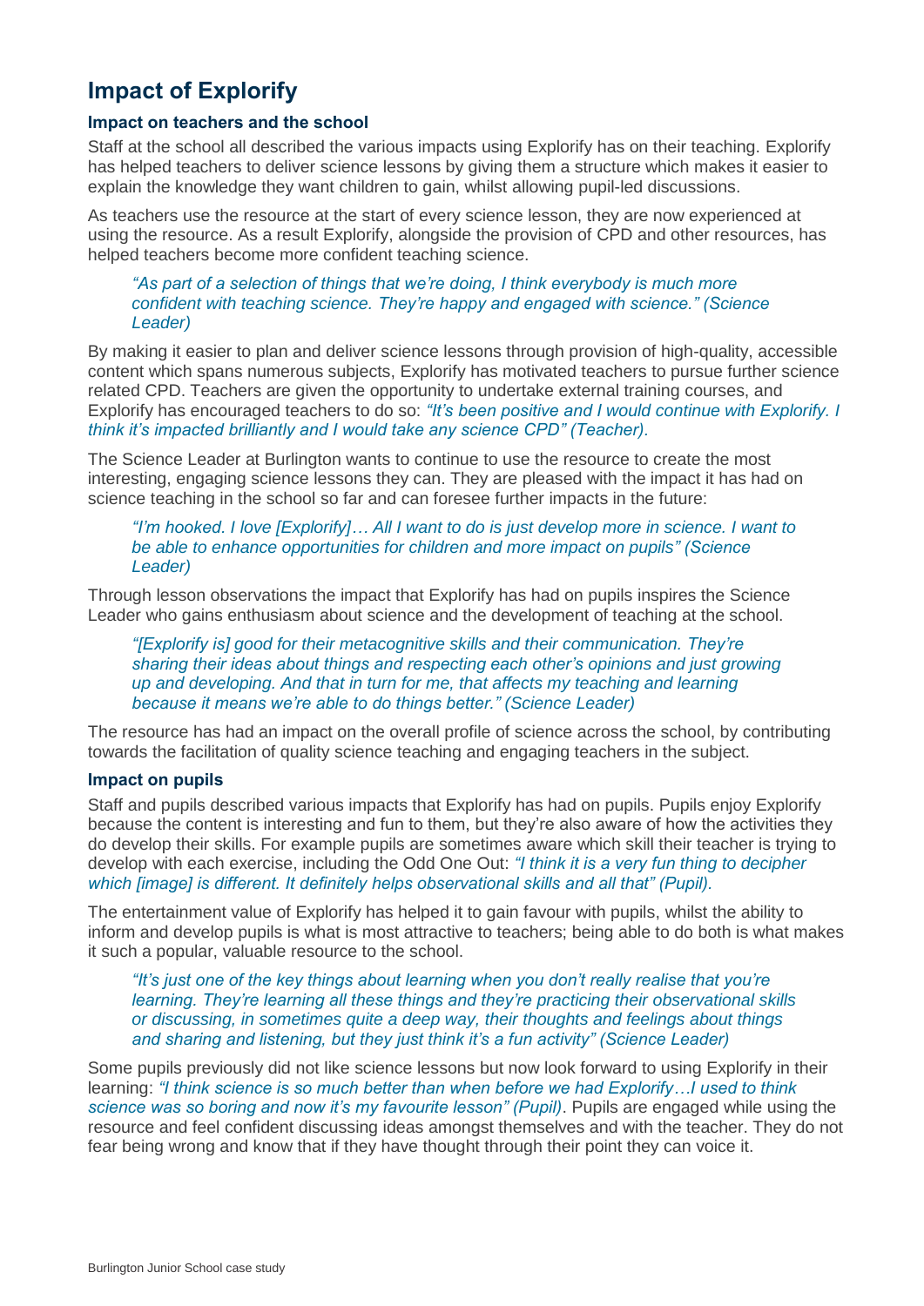## Impact of Explorify

### Impact on teachers and the school

Staff at the school all described the various impacts using Explorify has on their teaching. Explorify has helped teachers to deliver science lessons by giving them a structure which makes it easier to explain the knowledge they want children to gain, whilst allowing pupil-led discussions.

As teachers use the resource at the start of every science lesson, they are now experienced at using the resource. As a result Explorify, alongside the provision of CPD and other resources, has helped teachers become more confident teaching science.

> *"As part of a selection of things that we're doing, I think everybody is much more confident with teaching science. They're happy and engaged with science." (Science Leader)*

By making it easier to plan and deliver science lessons through provision of high-quality, accessible content which spans numerous subjects, Explorify has motivated teachers to pursue further science related CPD. Teachers are given the opportunity to undertake external training courses, and Explorify has encouraged teachers to do so: *"It's been positive and I would continue with Explorify. I think it's impacted brilliantly and I would take any science CPD" (Teacher).*

The Science Leader at Burlington wants to continue to use the resource to create the most interesting, engaging science lessons they can. They are pleased with the impact it has had on science teaching in the school so far and can foresee further impacts in the future:

> *"I'm hooked. I love [Explorify]… All I want to do is just develop more in science. I want to be able to enhance opportunities for children and more impact on pupils" (Science Leader)*

Through lesson observations the impact that Explorify has had on pupils inspires the Science Leader who gains enthusiasm about science and the development of teaching at the school.

> *"[Explorify is] good for their metacognitive skills and their communication. They're sharing their ideas about things and respecting each other's opinions and just growing up and developing. And that in turn for me, that affects my teaching and learning because it means we're able to do things better." (Science Leader)*

The resource has had an impact on the overall profile of science across the school, by contributing towards the facilitation of quality science teaching and engaging teachers in the subject.

### Impact on pupils

Staff and pupils described various impacts that Explorify has had on pupils. Pupils enjoy Explorify because the content is interesting and fun to them, but they're also aware of how the activities they do develop their skills. For example pupils are sometimes aware which skill their teacher is trying to develop with each exercise, including the Odd One Out: *"I think it is a very fun thing to decipher which [image] is different. It definitely helps observational skills and all that" (Pupil).*

The entertainment value of Explorify has helped it to gain favour with pupils, whilst the ability to inform and develop pupils is what is most attractive to teachers; being able to do both is what makes it such a popular, valuable resource to the school.

> *"It's just one of the key things about learning when you don't really realise that you're learning. They're learning all these things and they're practicing their observational skills or discussing, in sometimes quite a deep way, their thoughts and feelings about things and sharing and listening, but they just think it's a fun activity" (Science Leader)*

Some pupils previously did not like science lessons but now look forward to using Explorify in their learning: *"I think science is so much better than when before we had Explorify…I used to think science was so boring and now it's my favourite lesson" (Pupil)*. Pupils are engaged while using the resource and feel confident discussing ideas amongst themselves and with the teacher. They do not fear being wrong and know that if they have thought through their point they can voice it.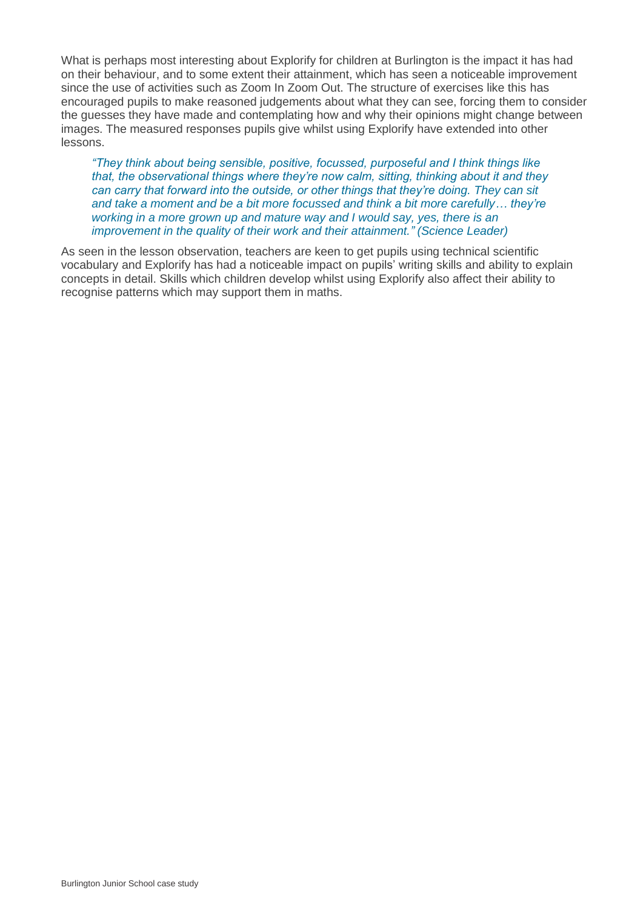What is perhaps most interesting about Explorify for children at Burlington is the impact it has had on their behaviour, and to some extent their attainment, which has seen a noticeable improvement since the use of activities such as Zoom In Zoom Out. The structure of exercises like this has encouraged pupils to make reasoned judgements about what they can see, forcing them to consider the guesses they have made and contemplating how and why their opinions might change between images. The measured responses pupils give whilst using Explorify have extended into other lessons.

> *"They think about being sensible, positive, focussed, purposeful and I think things like that, the observational things where they're now calm, sitting, thinking about it and they can carry that forward into the outside, or other things that they're doing. They can sit and take a moment and be a bit more focussed and think a bit more carefully… they're working in a more grown up and mature way and I would say, yes, there is an improvement in the quality of their work and their attainment." (Science Leader)*

As seen in the lesson observation, teachers are keen to get pupils using technical scientific vocabulary and Explorify has had a noticeable impact on pupils' writing skills and ability to explain concepts in detail. Skills which children develop whilst using Explorify also affect their ability to recognise patterns which may support them in maths.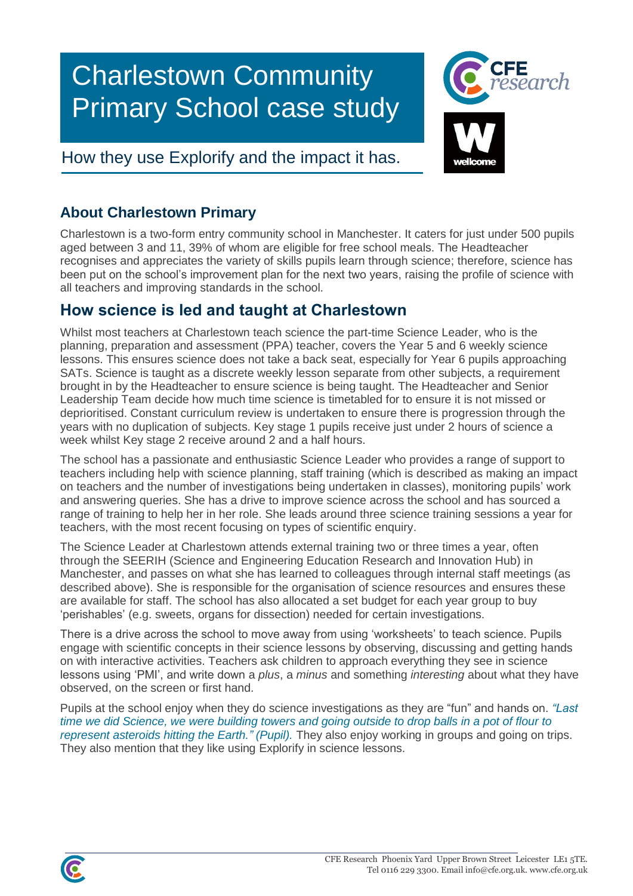# Charlestown Community Primary School case study

How they use Explorify and the impact it has.

## About Charlestown Primary

Charlestown is a two-form entry community school in Manchester. It caters for just under 500 pupils aged between 3 and 11, 39% of whom are eligible for free school meals. The Headteacher recognises and appreciates the variety of skills pupils learn through science; therefore, science has been put on the school's improvement plan for the next two years, raising the profile of science with all teachers and improving standards in the school.

## How science is led and taught at Charlestown

Whilst most teachers at Charlestown teach science the part-time Science Leader, who is the planning, preparation and assessment (PPA) teacher, covers the Year 5 and 6 weekly science lessons. This ensures science does not take a back seat, especially for Year 6 pupils approaching SATs. Science is taught as a discrete weekly lesson separate from other subjects, a requirement brought in by the Headteacher to ensure science is being taught. The Headteacher and Senior Leadership Team decide how much time science is timetabled for to ensure it is not missed or deprioritised. Constant curriculum review is undertaken to ensure there is progression through the years with no duplication of subjects. Key stage 1 pupils receive just under 2 hours of science a week whilst Key stage 2 receive around 2 and a half hours.

The school has a passionate and enthusiastic Science Leader who provides a range of support to teachers including help with science planning, staff training (which is described as making an impact on teachers and the number of investigations being undertaken in classes), monitoring pupils' work and answering queries. She has a drive to improve science across the school and has sourced a range of training to help her in her role. She leads around three science training sessions a year for teachers, with the most recent focusing on types of scientific enquiry.

The Science Leader at Charlestown attends external training two or three times a year, often through the SEERIH (Science and Engineering Education Research and Innovation Hub) in Manchester, and passes on what she has learned to colleagues through internal staff meetings (as described above). She is responsible for the organisation of science resources and ensures these are available for staff. The school has also allocated a set budget for each year group to buy 'perishables' (e.g. sweets, organs for dissection) needed for certain investigations.

There is a drive across the school to move away from using 'worksheets' to teach science. Pupils engage with scientific concepts in their science lessons by observing, discussing and getting hands on with interactive activities. Teachers ask children to approach everything they see in science lessons using 'PMI', and write down a *plus*, a *minus* and something *interesting* about what they have observed, on the screen or first hand.

Pupils at the school enjoy when they do science investigations as they are "fun" and hands on. *"Last time we did Science, we were building towers and going outside to drop balls in a pot of flour to represent asteroids hitting the Earth." (Pupil).* They also enjoy working in groups and going on trips. They also mention that they like using Explorify in science lessons.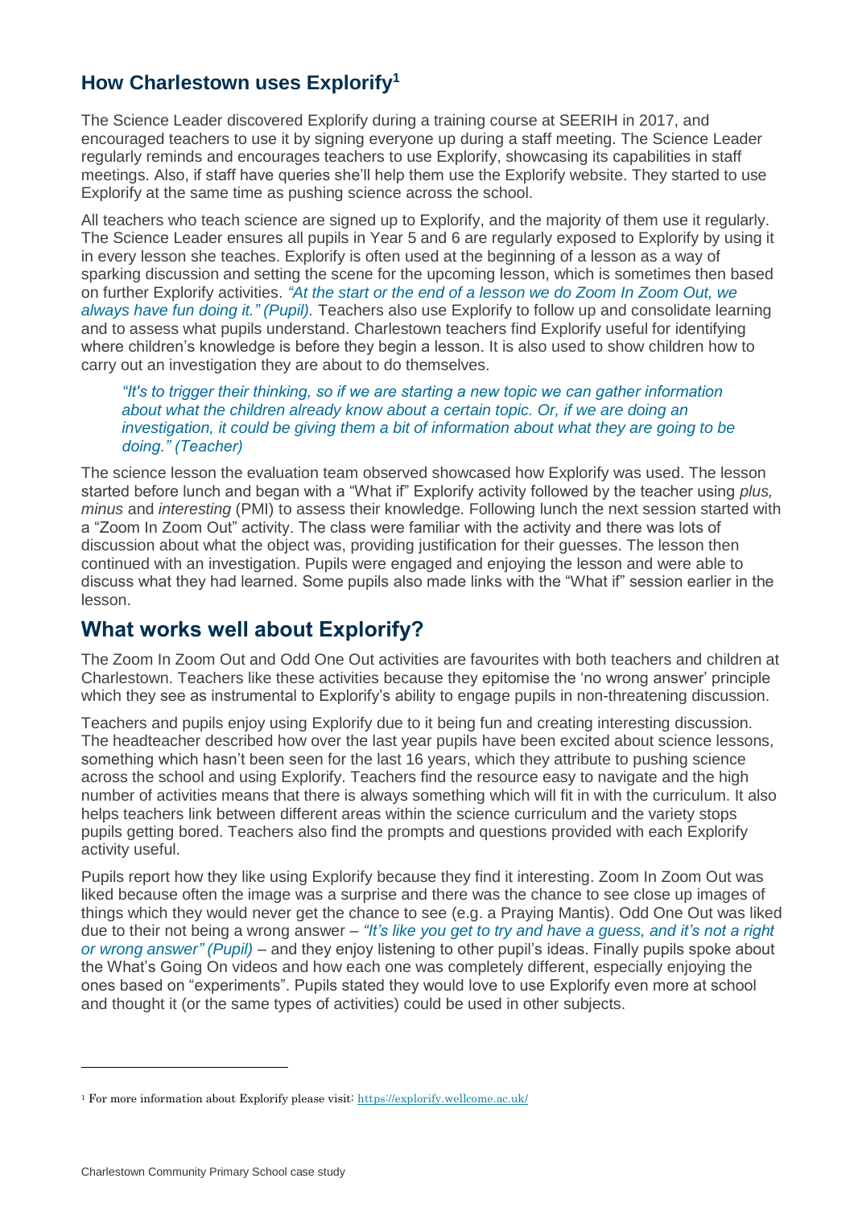## How Charlestown uses Explorify[1]

The Science Leader discovered Explorify during a training course at SEERIH in 2017, and encouraged teachers to use it by signing everyone up during a staff meeting. The Science Leader regularly reminds and encourages teachers to use Explorify, showcasing its capabilities in staff meetings. Also, if staff have queries she'll help them use the Explorify website. They started to use Explorify at the same time as pushing science across the school.

All teachers who teach science are signed up to Explorify, and the majority of them use it regularly. The Science Leader ensures all pupils in Year 5 and 6 are regularly exposed to Explorify by using it in every lesson she teaches. Explorify is often used at the beginning of a lesson as a way of sparking discussion and setting the scene for the upcoming lesson, which is sometimes then based on further Explorify activities. *"At the start or the end of a lesson we do Zoom In Zoom Out, we always have fun doing it." (Pupil).* Teachers also use Explorify to follow up and consolidate learning and to assess what pupils understand. Charlestown teachers find Explorify useful for identifying where children's knowledge is before they begin a lesson. It is also used to show children how to carry out an investigation they are about to do themselves.

> *"It's to trigger their thinking, so if we are starting a new topic we can gather information about what the children already know about a certain topic. Or, if we are doing an investigation, it could be giving them a bit of information about what they are going to be doing." (Teacher)*

The science lesson the evaluation team observed showcased how Explorify was used. The lesson started before lunch and began with a "What if" Explorify activity followed by the teacher using *plus, minus* and *interesting* (PMI) to assess their knowledge. Following lunch the next session started with a "Zoom In Zoom Out" activity. The class were familiar with the activity and there was lots of discussion about what the object was, providing justification for their guesses. The lesson then continued with an investigation. Pupils were engaged and enjoying the lesson and were able to discuss what they had learned. Some pupils also made links with the "What if" session earlier in the lesson.

## What works well about Explorify?

The Zoom In Zoom Out and Odd One Out activities are favourites with both teachers and children at Charlestown. Teachers like these activities because they epitomise the 'no wrong answer' principle which they see as instrumental to Explorify's ability to engage pupils in non-threatening discussion.

Teachers and pupils enjoy using Explorify due to it being fun and creating interesting discussion. The headteacher described how over the last year pupils have been excited about science lessons, something which hasn't been seen for the last 16 years, which they attribute to pushing science across the school and using Explorify. Teachers find the resource easy to navigate and the high number of activities means that there is always something which will fit in with the curriculum. It also helps teachers link between different areas within the science curriculum and the variety stops pupils getting bored. Teachers also find the prompts and questions provided with each Explorify activity useful.

Pupils report how they like using Explorify because they find it interesting. Zoom In Zoom Out was liked because often the image was a surprise and there was the chance to see close up images of things which they would never get the chance to see (e.g. a Praying Mantis). Odd One Out was liked due to their not being a wrong answer – *"It's like you get to try and have a guess, and it's not a right or wrong answer" (Pupil)* – and they enjoy listening to other pupil's ideas. Finally pupils spoke about the What's Going On videos and how each one was completely different, especially enjoying the ones based on "experiments". Pupils stated they would love to use Explorify even more at school and thought it (or the same types of activities) could be used in other subjects.

---

[1] For more information about Explorify please visit: https://explorify.wellcome.ac.uk/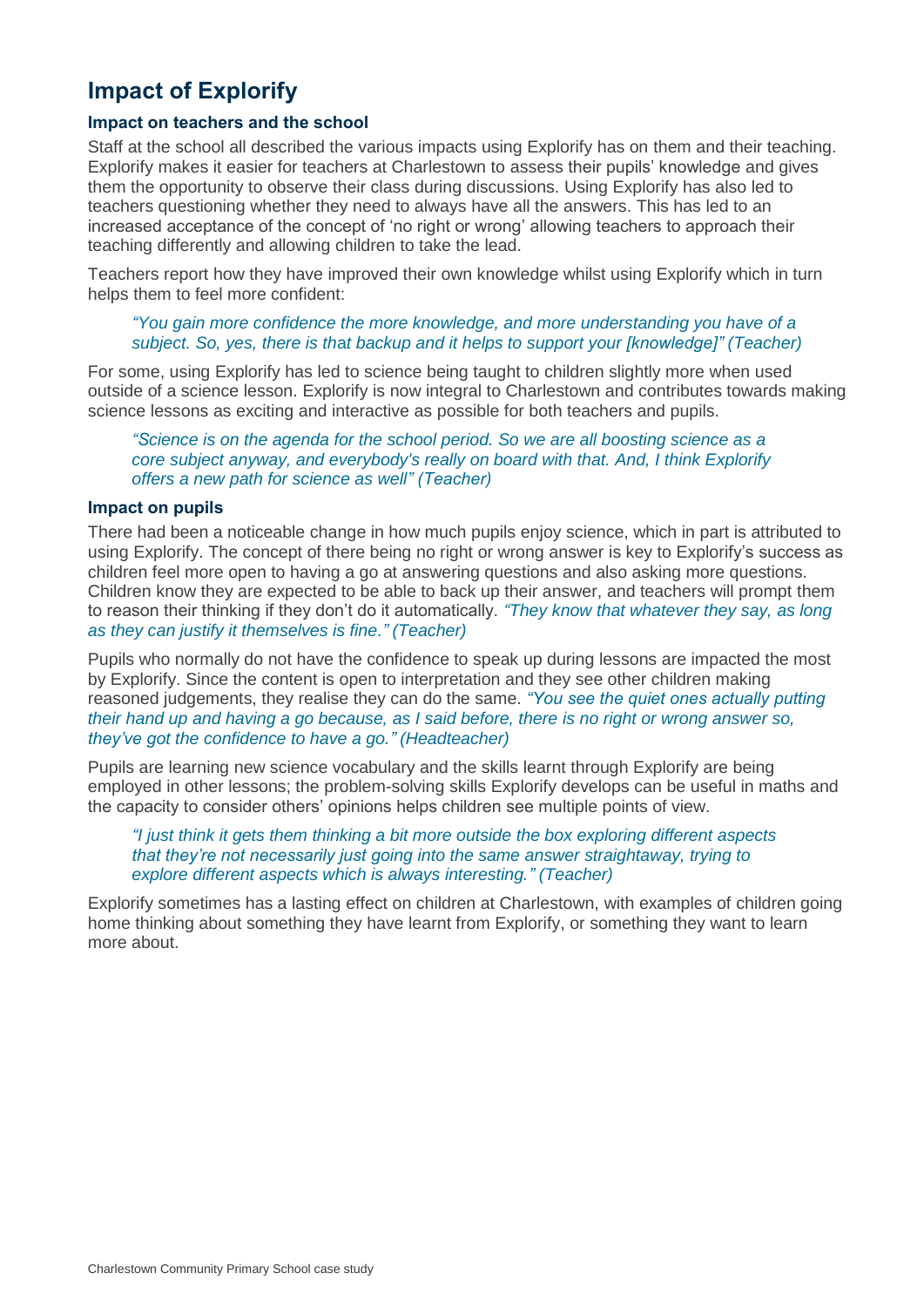## Impact of Explorify

### Impact on teachers and the school

Staff at the school all described the various impacts using Explorify has on them and their teaching. Explorify makes it easier for teachers at Charlestown to assess their pupils' knowledge and gives them the opportunity to observe their class during discussions. Using Explorify has also led to teachers questioning whether they need to always have all the answers. This has led to an increased acceptance of the concept of 'no right or wrong' allowing teachers to approach their teaching differently and allowing children to take the lead.

Teachers report how they have improved their own knowledge whilst using Explorify which in turn helps them to feel more confident:

> *"You gain more confidence the more knowledge, and more understanding you have of a subject. So, yes, there is that backup and it helps to support your [knowledge]" (Teacher)*

For some, using Explorify has led to science being taught to children slightly more when used outside of a science lesson. Explorify is now integral to Charlestown and contributes towards making science lessons as exciting and interactive as possible for both teachers and pupils.

> *"Science is on the agenda for the school period. So we are all boosting science as a core subject anyway, and everybody's really on board with that. And, I think Explorify offers a new path for science as well" (Teacher)*

### Impact on pupils

There had been a noticeable change in how much pupils enjoy science, which in part is attributed to using Explorify. The concept of there being no right or wrong answer is key to Explorify's success as children feel more open to having a go at answering questions and also asking more questions. Children know they are expected to be able to back up their answer, and teachers will prompt them to reason their thinking if they don't do it automatically. *"They know that whatever they say, as long as they can justify it themselves is fine." (Teacher)*

Pupils who normally do not have the confidence to speak up during lessons are impacted the most by Explorify. Since the content is open to interpretation and they see other children making reasoned judgements, they realise they can do the same. *"You see the quiet ones actually putting their hand up and having a go because, as I said before, there is no right or wrong answer so, they've got the confidence to have a go." (Headteacher)*

Pupils are learning new science vocabulary and the skills learnt through Explorify are being employed in other lessons; the problem-solving skills Explorify develops can be useful in maths and the capacity to consider others' opinions helps children see multiple points of view.

> *"I just think it gets them thinking a bit more outside the box exploring different aspects that they're not necessarily just going into the same answer straightaway, trying to explore different aspects which is always interesting." (Teacher)*

Explorify sometimes has a lasting effect on children at Charlestown, with examples of children going home thinking about something they have learnt from Explorify, or something they want to learn more about.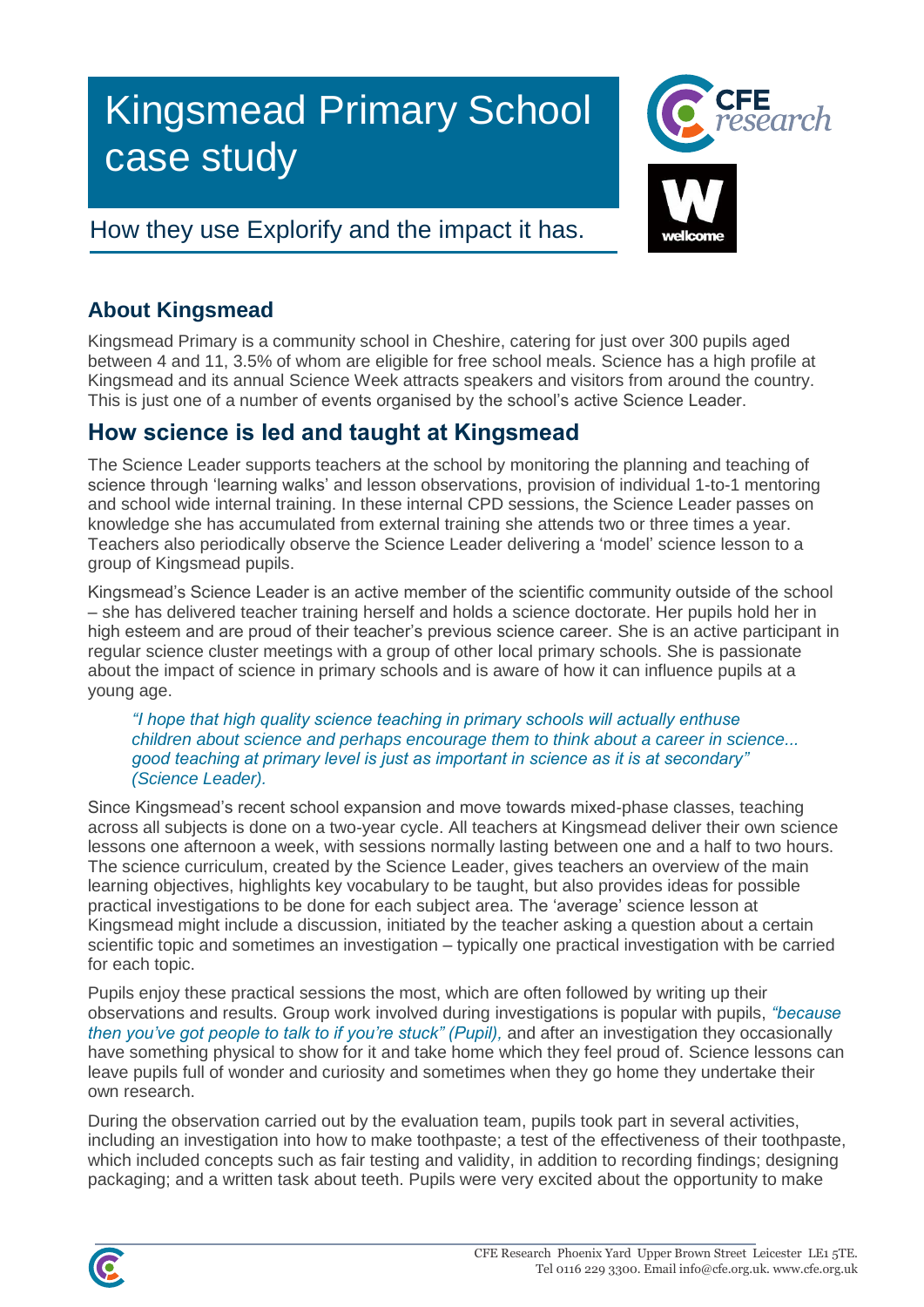# Kingsmead Primary School case study

How they use Explorify and the impact it has.

## About Kingsmead

Kingsmead Primary is a community school in Cheshire, catering for just over 300 pupils aged between 4 and 11, 3.5% of whom are eligible for free school meals. Science has a high profile at Kingsmead and its annual Science Week attracts speakers and visitors from around the country. This is just one of a number of events organised by the school's active Science Leader.

## How science is led and taught at Kingsmead

The Science Leader supports teachers at the school by monitoring the planning and teaching of science through 'learning walks' and lesson observations, provision of individual 1-to-1 mentoring and school wide internal training. In these internal CPD sessions, the Science Leader passes on knowledge she has accumulated from external training she attends two or three times a year. Teachers also periodically observe the Science Leader delivering a 'model' science lesson to a group of Kingsmead pupils.

Kingsmead's Science Leader is an active member of the scientific community outside of the school – she has delivered teacher training herself and holds a science doctorate. Her pupils hold her in high esteem and are proud of their teacher's previous science career. She is an active participant in regular science cluster meetings with a group of other local primary schools. She is passionate about the impact of science in primary schools and is aware of how it can influence pupils at a young age.

> *"I hope that high quality science teaching in primary schools will actually enthuse children about science and perhaps encourage them to think about a career in science... good teaching at primary level is just as important in science as it is at secondary" (Science Leader).*

Since Kingsmead's recent school expansion and move towards mixed-phase classes, teaching across all subjects is done on a two-year cycle. All teachers at Kingsmead deliver their own science lessons one afternoon a week, with sessions normally lasting between one and a half to two hours. The science curriculum, created by the Science Leader, gives teachers an overview of the main learning objectives, highlights key vocabulary to be taught, but also provides ideas for possible practical investigations to be done for each subject area. The 'average' science lesson at Kingsmead might include a discussion, initiated by the teacher asking a question about a certain scientific topic and sometimes an investigation – typically one practical investigation with be carried for each topic.

Pupils enjoy these practical sessions the most, which are often followed by writing up their observations and results. Group work involved during investigations is popular with pupils, *"because then you've got people to talk to if you're stuck" (Pupil),* and after an investigation they occasionally have something physical to show for it and take home which they feel proud of. Science lessons can leave pupils full of wonder and curiosity and sometimes when they go home they undertake their own research.

During the observation carried out by the evaluation team, pupils took part in several activities, including an investigation into how to make toothpaste; a test of the effectiveness of their toothpaste, which included concepts such as fair testing and validity, in addition to recording findings; designing packaging; and a written task about teeth. Pupils were very excited about the opportunity to make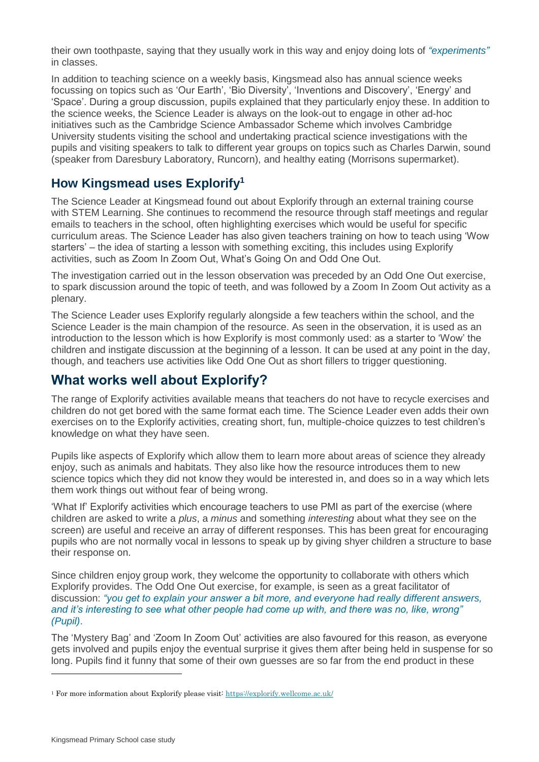their own toothpaste, saying that they usually work in this way and enjoy doing lots of *"experiments"* in classes.

In addition to teaching science on a weekly basis, Kingsmead also has annual science weeks focussing on topics such as 'Our Earth', 'Bio Diversity', 'Inventions and Discovery', 'Energy' and 'Space'. During a group discussion, pupils explained that they particularly enjoy these. In addition to the science weeks, the Science Leader is always on the look-out to engage in other ad-hoc initiatives such as the Cambridge Science Ambassador Scheme which involves Cambridge University students visiting the school and undertaking practical science investigations with the pupils and visiting speakers to talk to different year groups on topics such as Charles Darwin, sound (speaker from Daresbury Laboratory, Runcorn), and healthy eating (Morrisons supermarket).

### How Kingsmead uses Explorify[1]

The Science Leader at Kingsmead found out about Explorify through an external training course with STEM Learning. She continues to recommend the resource through staff meetings and regular emails to teachers in the school, often highlighting exercises which would be useful for specific curriculum areas. The Science Leader has also given teachers training on how to teach using 'Wow starters' – the idea of starting a lesson with something exciting, this includes using Explorify activities, such as Zoom In Zoom Out, What's Going On and Odd One Out.

The investigation carried out in the lesson observation was preceded by an Odd One Out exercise, to spark discussion around the topic of teeth, and was followed by a Zoom In Zoom Out activity as a plenary.

The Science Leader uses Explorify regularly alongside a few teachers within the school, and the Science Leader is the main champion of the resource. As seen in the observation, it is used as an introduction to the lesson which is how Explorify is most commonly used: as a starter to 'Wow' the children and instigate discussion at the beginning of a lesson. It can be used at any point in the day, though, and teachers use activities like Odd One Out as short fillers to trigger questioning.

## What works well about Explorify?

The range of Explorify activities available means that teachers do not have to recycle exercises and children do not get bored with the same format each time. The Science Leader even adds their own exercises on to the Explorify activities, creating short, fun, multiple-choice quizzes to test children's knowledge on what they have seen.

Pupils like aspects of Explorify which allow them to learn more about areas of science they already enjoy, such as animals and habitats. They also like how the resource introduces them to new science topics which they did not know they would be interested in, and does so in a way which lets them work things out without fear of being wrong.

'What If' Explorify activities which encourage teachers to use PMI as part of the exercise (where children are asked to write a *plus*, a *minus* and something *interesting* about what they see on the screen) are useful and receive an array of different responses. This has been great for encouraging pupils who are not normally vocal in lessons to speak up by giving shyer children a structure to base their response on.

Since children enjoy group work, they welcome the opportunity to collaborate with others which Explorify provides. The Odd One Out exercise, for example, is seen as a great facilitator of discussion: *"you get to explain your answer a bit more, and everyone had really different answers, and it's interesting to see what other people had come up with, and there was no, like, wrong" (Pupil)*.

The 'Mystery Bag' and 'Zoom In Zoom Out' activities are also favoured for this reason, as everyone gets involved and pupils enjoy the eventual surprise it gives them after being held in suspense for so long. Pupils find it funny that some of their own guesses are so far from the end product in these

[1] For more information about Explorify please visit: https://explorify.wellcome.ac.uk/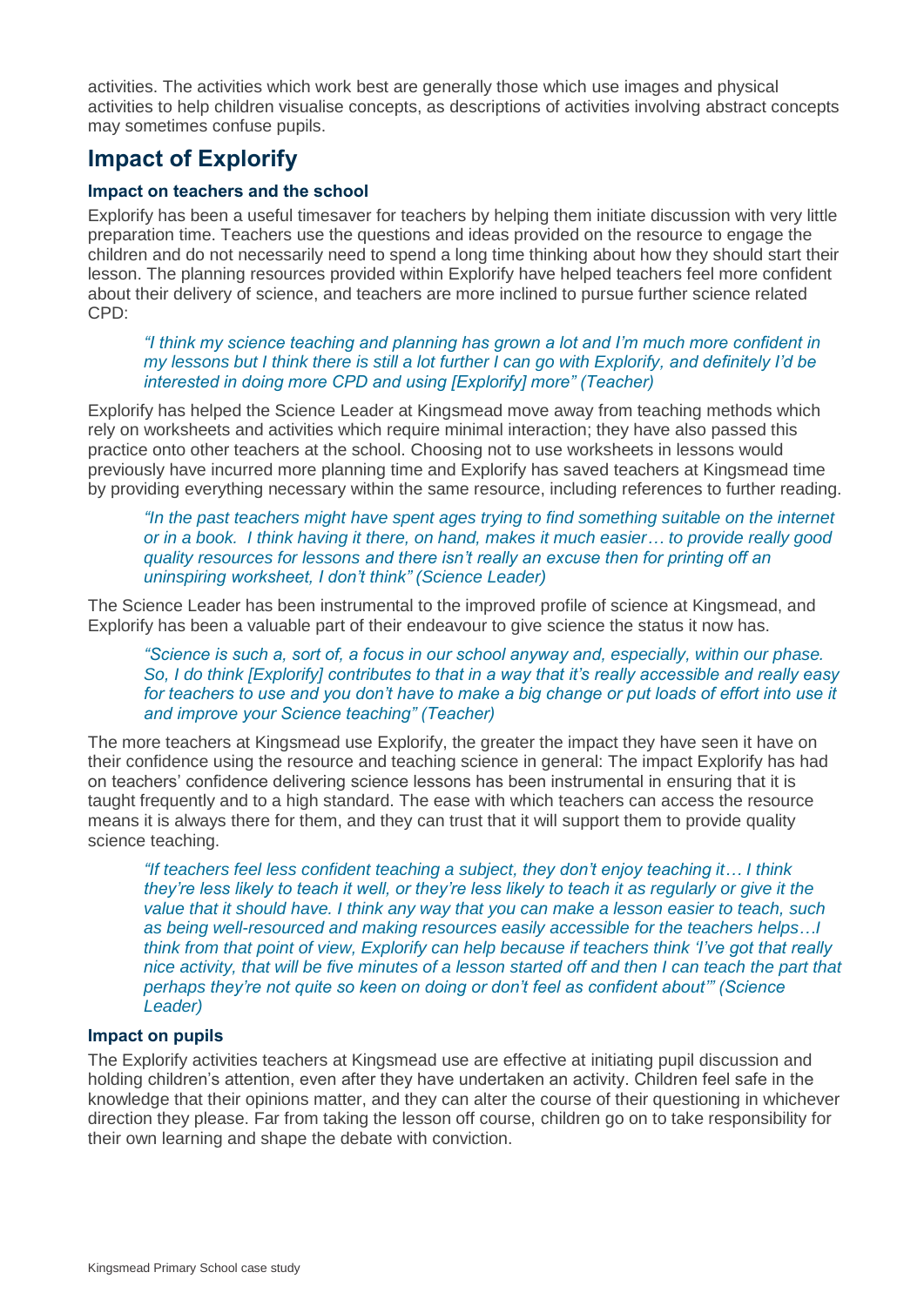activities. The activities which work best are generally those which use images and physical activities to help children visualise concepts, as descriptions of activities involving abstract concepts may sometimes confuse pupils.

## Impact of Explorify

### Impact on teachers and the school

Explorify has been a useful timesaver for teachers by helping them initiate discussion with very little preparation time. Teachers use the questions and ideas provided on the resource to engage the children and do not necessarily need to spend a long time thinking about how they should start their lesson. The planning resources provided within Explorify have helped teachers feel more confident about their delivery of science, and teachers are more inclined to pursue further science related CPD:

> *"I think my science teaching and planning has grown a lot and I'm much more confident in my lessons but I think there is still a lot further I can go with Explorify, and definitely I'd be interested in doing more CPD and using [Explorify] more" (Teacher)*

Explorify has helped the Science Leader at Kingsmead move away from teaching methods which rely on worksheets and activities which require minimal interaction; they have also passed this practice onto other teachers at the school. Choosing not to use worksheets in lessons would previously have incurred more planning time and Explorify has saved teachers at Kingsmead time by providing everything necessary within the same resource, including references to further reading.

> *"In the past teachers might have spent ages trying to find something suitable on the internet or in a book. I think having it there, on hand, makes it much easier… to provide really good quality resources for lessons and there isn't really an excuse then for printing off an uninspiring worksheet, I don't think" (Science Leader)*

The Science Leader has been instrumental to the improved profile of science at Kingsmead, and Explorify has been a valuable part of their endeavour to give science the status it now has.

> *"Science is such a, sort of, a focus in our school anyway and, especially, within our phase. So, I do think [Explorify] contributes to that in a way that it's really accessible and really easy for teachers to use and you don't have to make a big change or put loads of effort into use it and improve your Science teaching" (Teacher)*

The more teachers at Kingsmead use Explorify, the greater the impact they have seen it have on their confidence using the resource and teaching science in general: The impact Explorify has had on teachers' confidence delivering science lessons has been instrumental in ensuring that it is taught frequently and to a high standard. The ease with which teachers can access the resource means it is always there for them, and they can trust that it will support them to provide quality science teaching.

> *"If teachers feel less confident teaching a subject, they don't enjoy teaching it… I think they're less likely to teach it well, or they're less likely to teach it as regularly or give it the value that it should have. I think any way that you can make a lesson easier to teach, such as being well-resourced and making resources easily accessible for the teachers helps…I think from that point of view, Explorify can help because if teachers think 'I've got that really nice activity, that will be five minutes of a lesson started off and then I can teach the part that perhaps they're not quite so keen on doing or don't feel as confident about'" (Science Leader)*

### Impact on pupils

The Explorify activities teachers at Kingsmead use are effective at initiating pupil discussion and holding children's attention, even after they have undertaken an activity. Children feel safe in the knowledge that their opinions matter, and they can alter the course of their questioning in whichever direction they please. Far from taking the lesson off course, children go on to take responsibility for their own learning and shape the debate with conviction.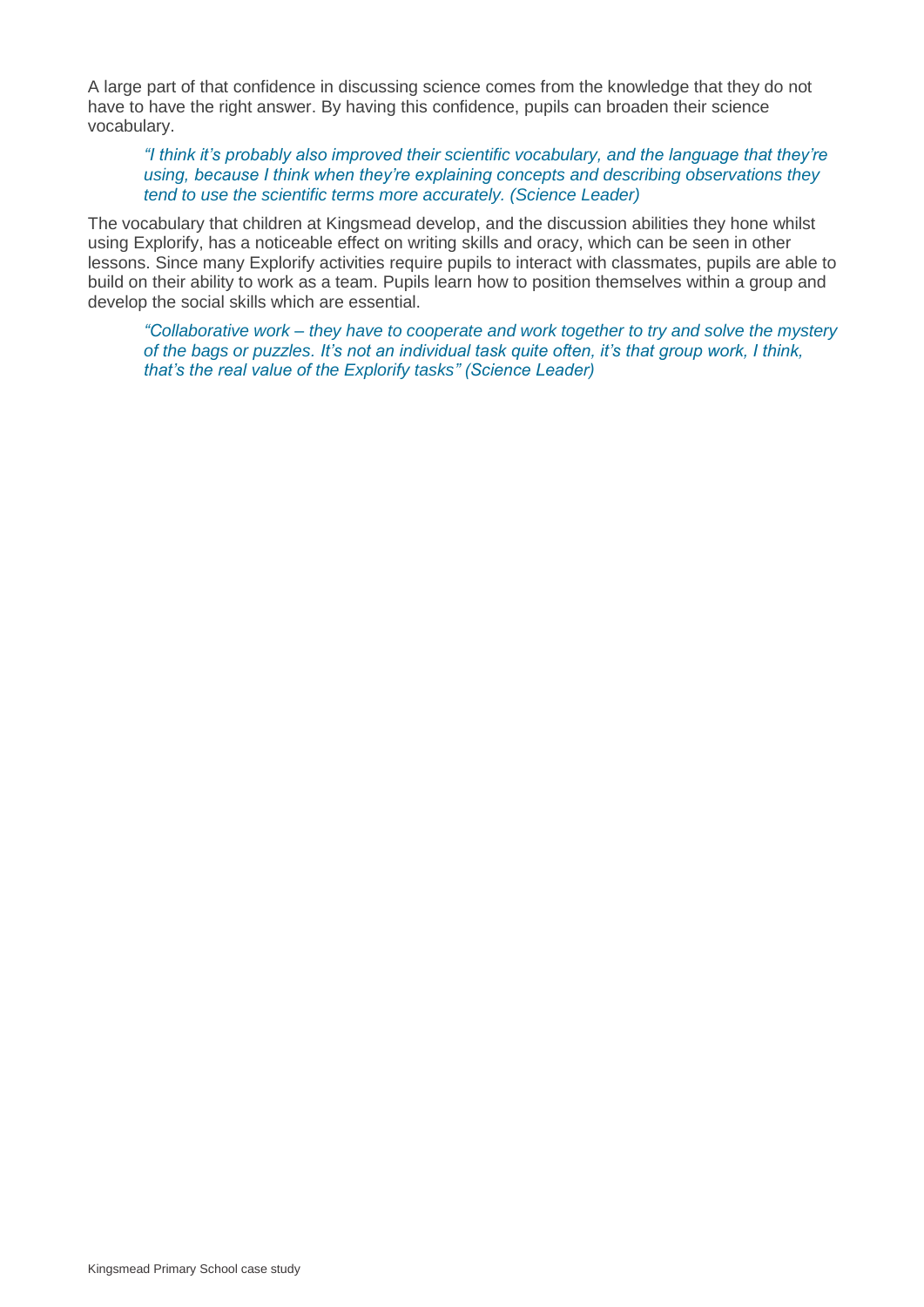A large part of that confidence in discussing science comes from the knowledge that they do not have to have the right answer. By having this confidence, pupils can broaden their science vocabulary.

> *"I think it's probably also improved their scientific vocabulary, and the language that they're using, because I think when they're explaining concepts and describing observations they tend to use the scientific terms more accurately. (Science Leader)*

The vocabulary that children at Kingsmead develop, and the discussion abilities they hone whilst using Explorify, has a noticeable effect on writing skills and oracy, which can be seen in other lessons. Since many Explorify activities require pupils to interact with classmates, pupils are able to build on their ability to work as a team. Pupils learn how to position themselves within a group and develop the social skills which are essential.

> *"Collaborative work – they have to cooperate and work together to try and solve the mystery of the bags or puzzles. It's not an individual task quite often, it's that group work, I think, that's the real value of the Explorify tasks" (Science Leader)*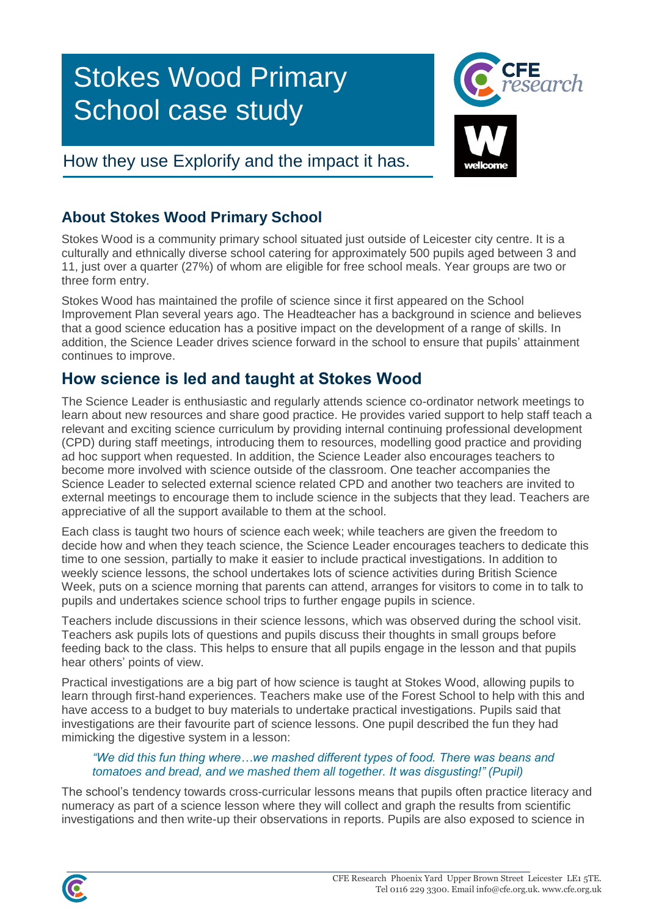# Stokes Wood Primary School case study

How they use Explorify and the impact it has.

## About Stokes Wood Primary School

Stokes Wood is a community primary school situated just outside of Leicester city centre. It is a culturally and ethnically diverse school catering for approximately 500 pupils aged between 3 and 11, just over a quarter (27%) of whom are eligible for free school meals. Year groups are two or three form entry.

Stokes Wood has maintained the profile of science since it first appeared on the School Improvement Plan several years ago. The Headteacher has a background in science and believes that a good science education has a positive impact on the development of a range of skills. In addition, the Science Leader drives science forward in the school to ensure that pupils' attainment continues to improve.

## How science is led and taught at Stokes Wood

The Science Leader is enthusiastic and regularly attends science co-ordinator network meetings to learn about new resources and share good practice. He provides varied support to help staff teach a relevant and exciting science curriculum by providing internal continuing professional development (CPD) during staff meetings, introducing them to resources, modelling good practice and providing ad hoc support when requested. In addition, the Science Leader also encourages teachers to become more involved with science outside of the classroom. One teacher accompanies the Science Leader to selected external science related CPD and another two teachers are invited to external meetings to encourage them to include science in the subjects that they lead. Teachers are appreciative of all the support available to them at the school.

Each class is taught two hours of science each week; while teachers are given the freedom to decide how and when they teach science, the Science Leader encourages teachers to dedicate this time to one session, partially to make it easier to include practical investigations. In addition to weekly science lessons, the school undertakes lots of science activities during British Science Week, puts on a science morning that parents can attend, arranges for visitors to come in to talk to pupils and undertakes science school trips to further engage pupils in science.

Teachers include discussions in their science lessons, which was observed during the school visit. Teachers ask pupils lots of questions and pupils discuss their thoughts in small groups before feeding back to the class. This helps to ensure that all pupils engage in the lesson and that pupils hear others' points of view.

Practical investigations are a big part of how science is taught at Stokes Wood, allowing pupils to learn through first-hand experiences. Teachers make use of the Forest School to help with this and have access to a budget to buy materials to undertake practical investigations. Pupils said that investigations are their favourite part of science lessons. One pupil described the fun they had mimicking the digestive system in a lesson:

> *"We did this fun thing where…we mashed different types of food. There was beans and tomatoes and bread, and we mashed them all together. It was disgusting!" (Pupil)*

The school's tendency towards cross-curricular lessons means that pupils often practice literacy and numeracy as part of a science lesson where they will collect and graph the results from scientific investigations and then write-up their observations in reports. Pupils are also exposed to science in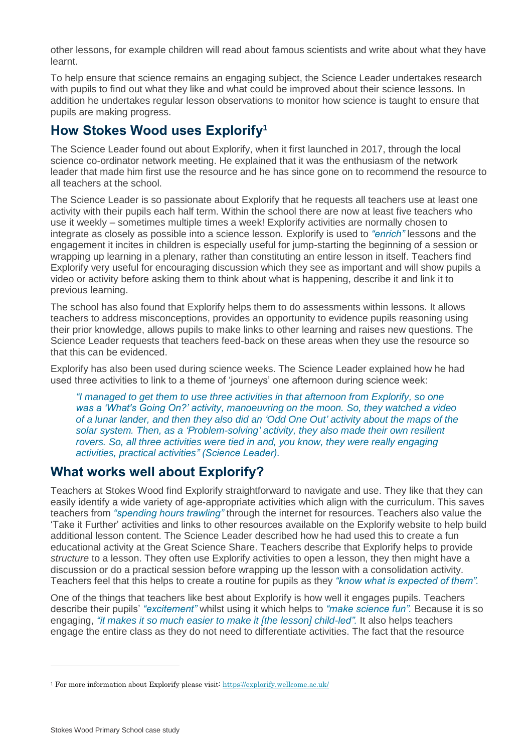other lessons, for example children will read about famous scientists and write about what they have learnt.

To help ensure that science remains an engaging subject, the Science Leader undertakes research with pupils to find out what they like and what could be improved about their science lessons. In addition he undertakes regular lesson observations to monitor how science is taught to ensure that pupils are making progress.

## How Stokes Wood uses Explorify[1]

The Science Leader found out about Explorify, when it first launched in 2017, through the local science co-ordinator network meeting. He explained that it was the enthusiasm of the network leader that made him first use the resource and he has since gone on to recommend the resource to all teachers at the school.

The Science Leader is so passionate about Explorify that he requests all teachers use at least one activity with their pupils each half term. Within the school there are now at least five teachers who use it weekly – sometimes multiple times a week! Explorify activities are normally chosen to integrate as closely as possible into a science lesson. Explorify is used to *"enrich"* lessons and the engagement it incites in children is especially useful for jump-starting the beginning of a session or wrapping up learning in a plenary, rather than constituting an entire lesson in itself. Teachers find Explorify very useful for encouraging discussion which they see as important and will show pupils a video or activity before asking them to think about what is happening, describe it and link it to previous learning.

The school has also found that Explorify helps them to do assessments within lessons. It allows teachers to address misconceptions, provides an opportunity to evidence pupils reasoning using their prior knowledge, allows pupils to make links to other learning and raises new questions. The Science Leader requests that teachers feed-back on these areas when they use the resource so that this can be evidenced.

Explorify has also been used during science weeks. The Science Leader explained how he had used three activities to link to a theme of 'journeys' one afternoon during science week:

> *"I managed to get them to use three activities in that afternoon from Explorify, so one was a 'What's Going On?' activity, manoeuvring on the moon. So, they watched a video of a lunar lander, and then they also did an 'Odd One Out' activity about the maps of the solar system. Then, as a 'Problem-solving' activity, they also made their own resilient rovers. So, all three activities were tied in and, you know, they were really engaging activities, practical activities" (Science Leader).*

## What works well about Explorify?

Teachers at Stokes Wood find Explorify straightforward to navigate and use. They like that they can easily identify a wide variety of age-appropriate activities which align with the curriculum. This saves teachers from *"spending hours trawling"* through the internet for resources. Teachers also value the 'Take it Further' activities and links to other resources available on the Explorify website to help build additional lesson content. The Science Leader described how he had used this to create a fun educational activity at the Great Science Share. Teachers describe that Explorify helps to provide *structure* to a lesson. They often use Explorify activities to open a lesson, they then might have a discussion or do a practical session before wrapping up the lesson with a consolidation activity. Teachers feel that this helps to create a routine for pupils as they *"know what is expected of them".*

One of the things that teachers like best about Explorify is how well it engages pupils. Teachers describe their pupils' *"excitement"* whilst using it which helps to *"make science fun".* Because it is so engaging, *"it makes it so much easier to make it [the lesson] child-led".* It also helps teachers engage the entire class as they do not need to differentiate activities. The fact that the resource

---

[1] For more information about Explorify please visit: https://explorify.wellcome.ac.uk/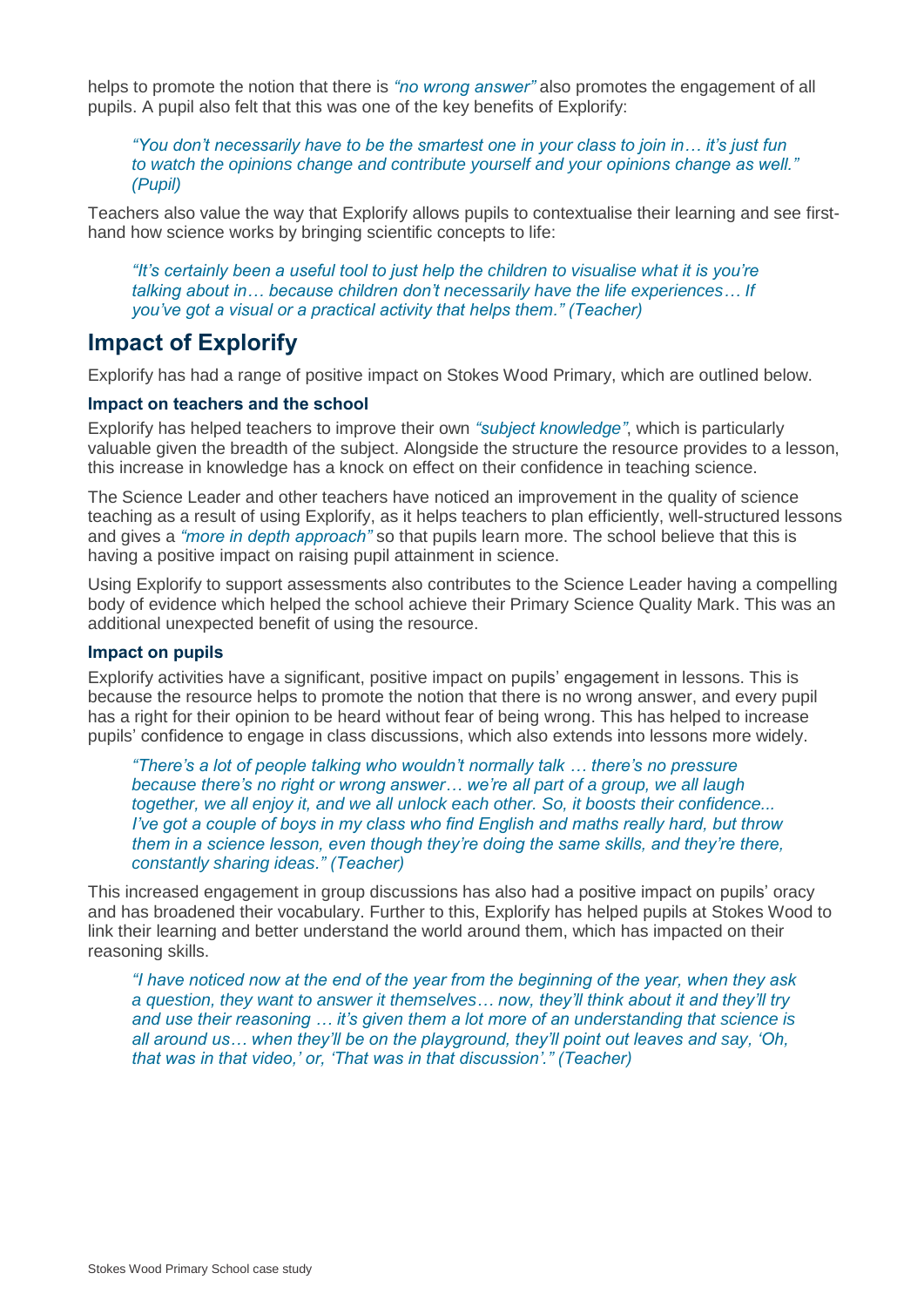helps to promote the notion that there is *"no wrong answer"* also promotes the engagement of all pupils. A pupil also felt that this was one of the key benefits of Explorify:

> *"You don't necessarily have to be the smartest one in your class to join in… it's just fun to watch the opinions change and contribute yourself and your opinions change as well." (Pupil)*

Teachers also value the way that Explorify allows pupils to contextualise their learning and see first-hand how science works by bringing scientific concepts to life:

> *"It's certainly been a useful tool to just help the children to visualise what it is you're talking about in… because children don't necessarily have the life experiences… If you've got a visual or a practical activity that helps them." (Teacher)*

## Impact of Explorify

Explorify has had a range of positive impact on Stokes Wood Primary, which are outlined below.

### Impact on teachers and the school

Explorify has helped teachers to improve their own *"subject knowledge"*, which is particularly valuable given the breadth of the subject. Alongside the structure the resource provides to a lesson, this increase in knowledge has a knock on effect on their confidence in teaching science.

The Science Leader and other teachers have noticed an improvement in the quality of science teaching as a result of using Explorify, as it helps teachers to plan efficiently, well-structured lessons and gives a *"more in depth approach"* so that pupils learn more. The school believe that this is having a positive impact on raising pupil attainment in science.

Using Explorify to support assessments also contributes to the Science Leader having a compelling body of evidence which helped the school achieve their Primary Science Quality Mark. This was an additional unexpected benefit of using the resource.

### Impact on pupils

Explorify activities have a significant, positive impact on pupils' engagement in lessons. This is because the resource helps to promote the notion that there is no wrong answer, and every pupil has a right for their opinion to be heard without fear of being wrong. This has helped to increase pupils' confidence to engage in class discussions, which also extends into lessons more widely.

> *"There's a lot of people talking who wouldn't normally talk … there's no pressure because there's no right or wrong answer… we're all part of a group, we all laugh together, we all enjoy it, and we all unlock each other. So, it boosts their confidence... I've got a couple of boys in my class who find English and maths really hard, but throw them in a science lesson, even though they're doing the same skills, and they're there, constantly sharing ideas." (Teacher)*

This increased engagement in group discussions has also had a positive impact on pupils' oracy and has broadened their vocabulary. Further to this, Explorify has helped pupils at Stokes Wood to link their learning and better understand the world around them, which has impacted on their reasoning skills.

> *"I have noticed now at the end of the year from the beginning of the year, when they ask a question, they want to answer it themselves… now, they'll think about it and they'll try and use their reasoning … it's given them a lot more of an understanding that science is all around us… when they'll be on the playground, they'll point out leaves and say, 'Oh, that was in that video,' or, 'That was in that discussion'." (Teacher)*